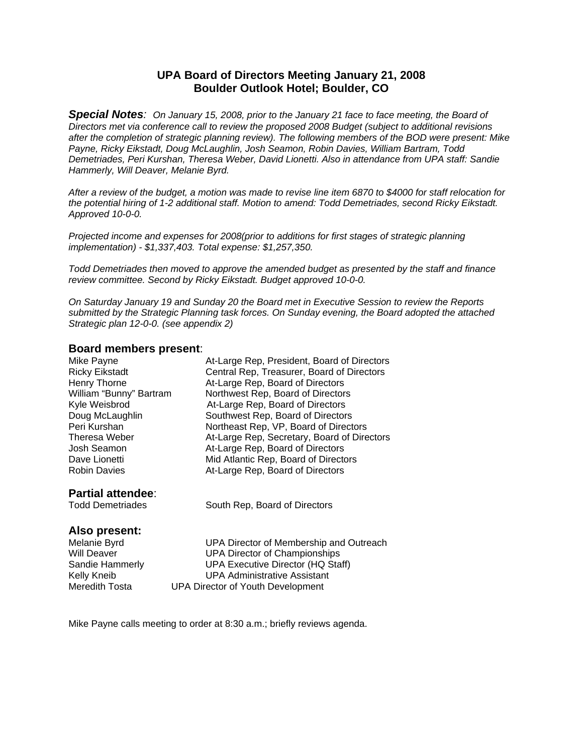# UPA Board of Directors Meeting January 21, 2008
## Boulder Outlook Hotel; Boulder, CO

***Special Notes**: On January 15, 2008, prior to the January 21 face to face meeting, the Board of Directors met via conference call to review the proposed 2008 Budget (subject to additional revisions after the completion of strategic planning review). The following members of the BOD were present: Mike Payne, Ricky Eikstadt, Doug McLaughlin, Josh Seamon, Robin Davies, William Bartram, Todd Demetriades, Peri Kurshan, Theresa Weber, David Lionetti. Also in attendance from UPA staff: Sandie Hammerly, Will Deaver, Melanie Byrd.*

*After a review of the budget, a motion was made to revise line item 6870 to $4000 for staff relocation for the potential hiring of 1-2 additional staff. Motion to amend: Todd Demetriades, second Ricky Eikstadt. Approved 10-0-0.*

*Projected income and expenses for 2008(prior to additions for first stages of strategic planning implementation) - $1,337,403. Total expense: $1,257,350.*

*Todd Demetriades then moved to approve the amended budget as presented by the staff and finance review committee. Second by Ricky Eikstadt. Budget approved 10-0-0.*

*On Saturday January 19 and Sunday 20 the Board met in Executive Session to review the Reports submitted by the Strategic Planning task forces. On Sunday evening, the Board adopted the attached Strategic plan 12-0-0. (see appendix 2)*

### Board members present:

| | |
|---|---|
| Mike Payne | At-Large Rep, President, Board of Directors |
| Ricky Eikstadt | Central Rep, Treasurer, Board of Directors |
| Henry Thorne | At-Large Rep, Board of Directors |
| William "Bunny" Bartram | Northwest Rep, Board of Directors |
| Kyle Weisbrod | At-Large Rep, Board of Directors |
| Doug McLaughlin | Southwest Rep, Board of Directors |
| Peri Kurshan | Northeast Rep, VP, Board of Directors |
| Theresa Weber | At-Large Rep, Secretary, Board of Directors |
| Josh Seamon | At-Large Rep, Board of Directors |
| Dave Lionetti | Mid Atlantic Rep, Board of Directors |
| Robin Davies | At-Large Rep, Board of Directors |

### Partial attendee:

| | |
|---|---|
| Todd Demetriades | South Rep, Board of Directors |

### Also present:

| | |
|---|---|
| Melanie Byrd | UPA Director of Membership and Outreach |
| Will Deaver | UPA Director of Championships |
| Sandie Hammerly | UPA Executive Director (HQ Staff) |
| Kelly Kneib | UPA Administrative Assistant |
| Meredith Tosta | UPA Director of Youth Development |

Mike Payne calls meeting to order at 8:30 a.m.; briefly reviews agenda.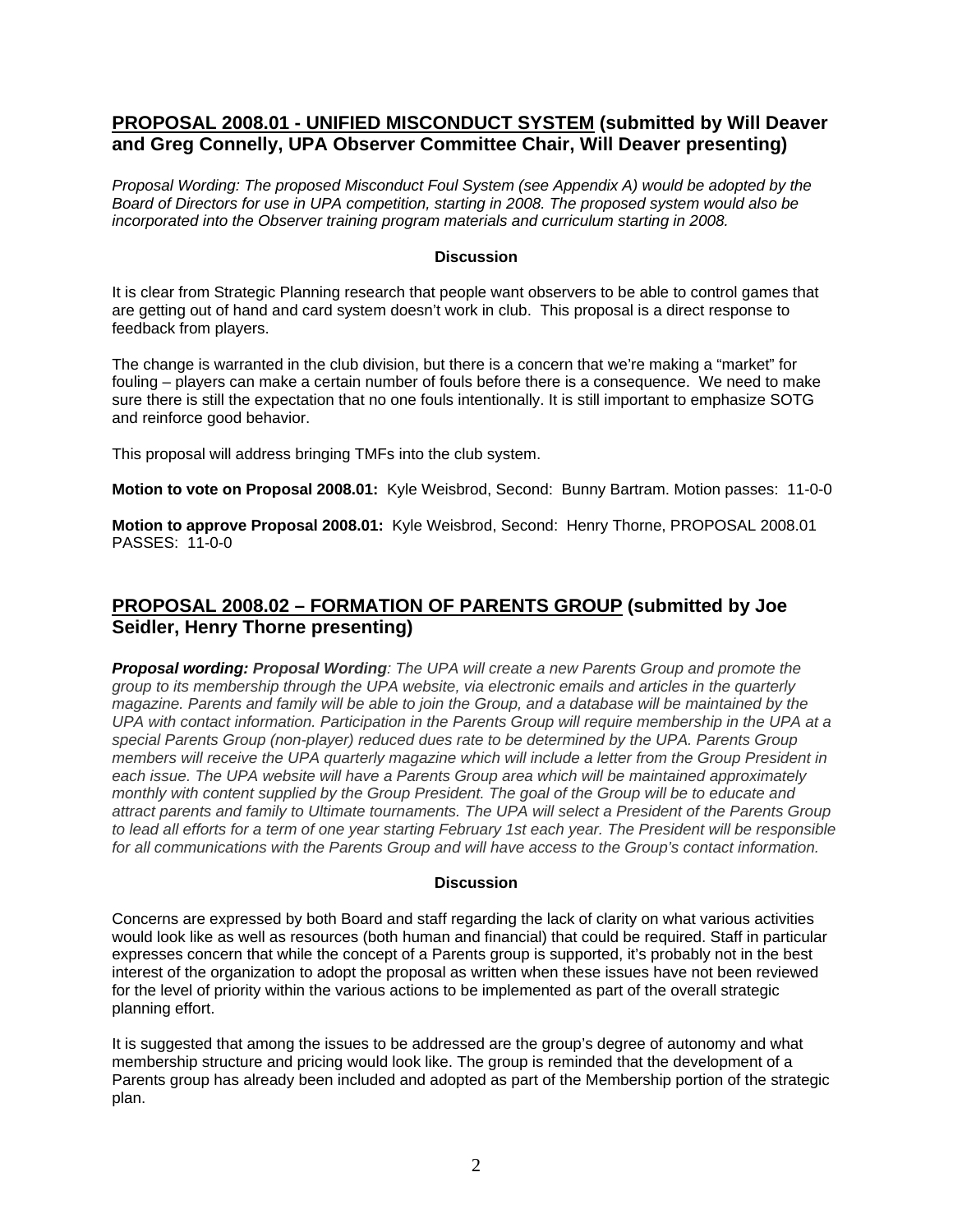## PROPOSAL 2008.01 - UNIFIED MISCONDUCT SYSTEM (submitted by Will Deaver and Greg Connelly, UPA Observer Committee Chair, Will Deaver presenting)

*Proposal Wording: The proposed Misconduct Foul System (see Appendix A) would be adopted by the Board of Directors for use in UPA competition, starting in 2008. The proposed system would also be incorporated into the Observer training program materials and curriculum starting in 2008.*

**Discussion**

It is clear from Strategic Planning research that people want observers to be able to control games that are getting out of hand and card system doesn't work in club. This proposal is a direct response to feedback from players.

The change is warranted in the club division, but there is a concern that we're making a "market" for fouling – players can make a certain number of fouls before there is a consequence. We need to make sure there is still the expectation that no one fouls intentionally. It is still important to emphasize SOTG and reinforce good behavior.

This proposal will address bringing TMFs into the club system.

**Motion to vote on Proposal 2008.01:** Kyle Weisbrod, Second: Bunny Bartram. Motion passes: 11-0-0

**Motion to approve Proposal 2008.01:** Kyle Weisbrod, Second: Henry Thorne, PROPOSAL 2008.01 PASSES: 11-0-0

## PROPOSAL 2008.02 – FORMATION OF PARENTS GROUP (submitted by Joe Seidler, Henry Thorne presenting)

***Proposal wording: Proposal Wording**: The UPA will create a new Parents Group and promote the group to its membership through the UPA website, via electronic emails and articles in the quarterly magazine. Parents and family will be able to join the Group, and a database will be maintained by the UPA with contact information. Participation in the Parents Group will require membership in the UPA at a special Parents Group (non-player) reduced dues rate to be determined by the UPA. Parents Group members will receive the UPA quarterly magazine which will include a letter from the Group President in each issue. The UPA website will have a Parents Group area which will be maintained approximately monthly with content supplied by the Group President. The goal of the Group will be to educate and attract parents and family to Ultimate tournaments. The UPA will select a President of the Parents Group to lead all efforts for a term of one year starting February 1st each year. The President will be responsible for all communications with the Parents Group and will have access to the Group's contact information.*

**Discussion**

Concerns are expressed by both Board and staff regarding the lack of clarity on what various activities would look like as well as resources (both human and financial) that could be required. Staff in particular expresses concern that while the concept of a Parents group is supported, it's probably not in the best interest of the organization to adopt the proposal as written when these issues have not been reviewed for the level of priority within the various actions to be implemented as part of the overall strategic planning effort.

It is suggested that among the issues to be addressed are the group's degree of autonomy and what membership structure and pricing would look like. The group is reminded that the development of a Parents group has already been included and adopted as part of the Membership portion of the strategic plan.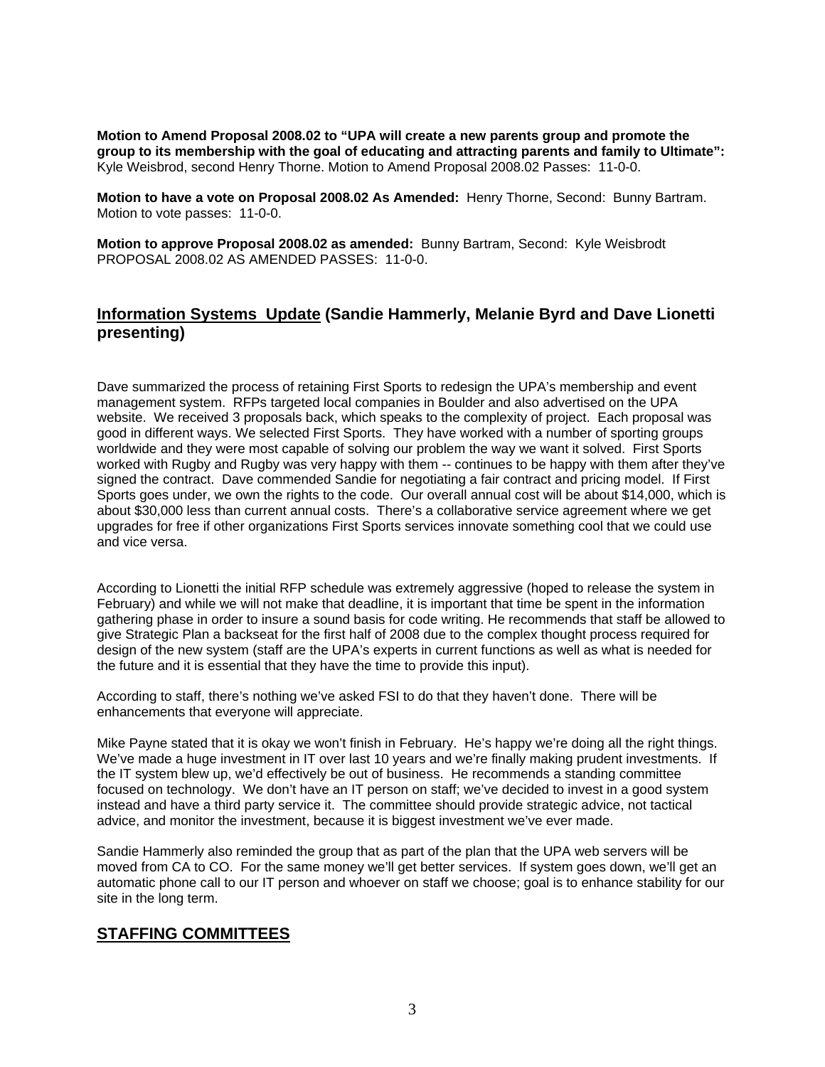**Motion to Amend Proposal 2008.02 to "UPA will create a new parents group and promote the group to its membership with the goal of educating and attracting parents and family to Ultimate":** Kyle Weisbrod, second Henry Thorne. Motion to Amend Proposal 2008.02 Passes: 11-0-0.

**Motion to have a vote on Proposal 2008.02 As Amended:** Henry Thorne, Second: Bunny Bartram. Motion to vote passes: 11-0-0.

**Motion to approve Proposal 2008.02 as amended:** Bunny Bartram, Second: Kyle Weisbrodt PROPOSAL 2008.02 AS AMENDED PASSES: 11-0-0.

## Information Systems Update (Sandie Hammerly, Melanie Byrd and Dave Lionetti presenting)

Dave summarized the process of retaining First Sports to redesign the UPA's membership and event management system. RFPs targeted local companies in Boulder and also advertised on the UPA website. We received 3 proposals back, which speaks to the complexity of project. Each proposal was good in different ways. We selected First Sports. They have worked with a number of sporting groups worldwide and they were most capable of solving our problem the way we want it solved. First Sports worked with Rugby and Rugby was very happy with them -- continues to be happy with them after they've signed the contract. Dave commended Sandie for negotiating a fair contract and pricing model. If First Sports goes under, we own the rights to the code. Our overall annual cost will be about $14,000, which is about $30,000 less than current annual costs. There's a collaborative service agreement where we get upgrades for free if other organizations First Sports services innovate something cool that we could use and vice versa.

According to Lionetti the initial RFP schedule was extremely aggressive (hoped to release the system in February) and while we will not make that deadline, it is important that time be spent in the information gathering phase in order to insure a sound basis for code writing. He recommends that staff be allowed to give Strategic Plan a backseat for the first half of 2008 due to the complex thought process required for design of the new system (staff are the UPA's experts in current functions as well as what is needed for the future and it is essential that they have the time to provide this input).

According to staff, there's nothing we've asked FSI to do that they haven't done. There will be enhancements that everyone will appreciate.

Mike Payne stated that it is okay we won't finish in February. He's happy we're doing all the right things. We've made a huge investment in IT over last 10 years and we're finally making prudent investments. If the IT system blew up, we'd effectively be out of business. He recommends a standing committee focused on technology. We don't have an IT person on staff; we've decided to invest in a good system instead and have a third party service it. The committee should provide strategic advice, not tactical advice, and monitor the investment, because it is biggest investment we've ever made.

Sandie Hammerly also reminded the group that as part of the plan that the UPA web servers will be moved from CA to CO. For the same money we'll get better services. If system goes down, we'll get an automatic phone call to our IT person and whoever on staff we choose; goal is to enhance stability for our site in the long term.

## STAFFING COMMITTEES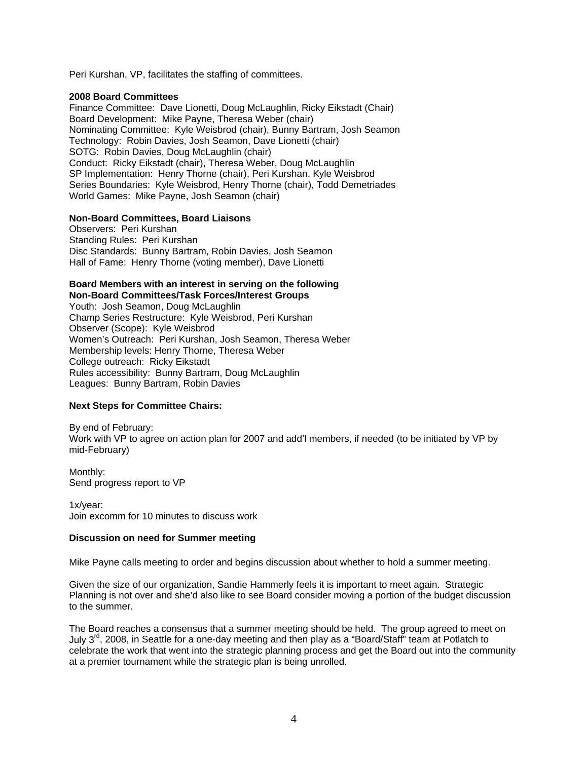Peri Kurshan, VP, facilitates the staffing of committees.

**2008 Board Committees**

Finance Committee: Dave Lionetti, Doug McLaughlin, Ricky Eikstadt (Chair)
Board Development: Mike Payne, Theresa Weber (chair)
Nominating Committee: Kyle Weisbrod (chair), Bunny Bartram, Josh Seamon
Technology: Robin Davies, Josh Seamon, Dave Lionetti (chair)
SOTG: Robin Davies, Doug McLaughlin (chair)
Conduct: Ricky Eikstadt (chair), Theresa Weber, Doug McLaughlin
SP Implementation: Henry Thorne (chair), Peri Kurshan, Kyle Weisbrod
Series Boundaries: Kyle Weisbrod, Henry Thorne (chair), Todd Demetriades
World Games: Mike Payne, Josh Seamon (chair)

**Non-Board Committees, Board Liaisons**

Observers: Peri Kurshan
Standing Rules: Peri Kurshan
Disc Standards: Bunny Bartram, Robin Davies, Josh Seamon
Hall of Fame: Henry Thorne (voting member), Dave Lionetti

**Board Members with an interest in serving on the following Non-Board Committees/Task Forces/Interest Groups**

Youth: Josh Seamon, Doug McLaughlin
Champ Series Restructure: Kyle Weisbrod, Peri Kurshan
Observer (Scope): Kyle Weisbrod
Women's Outreach: Peri Kurshan, Josh Seamon, Theresa Weber
Membership levels: Henry Thorne, Theresa Weber
College outreach: Ricky Eikstadt
Rules accessibility: Bunny Bartram, Doug McLaughlin
Leagues: Bunny Bartram, Robin Davies

**Next Steps for Committee Chairs:**

By end of February:
Work with VP to agree on action plan for 2007 and add'l members, if needed (to be initiated by VP by mid-February)

Monthly:
Send progress report to VP

1x/year:
Join excomm for 10 minutes to discuss work

**Discussion on need for Summer meeting**

Mike Payne calls meeting to order and begins discussion about whether to hold a summer meeting.

Given the size of our organization, Sandie Hammerly feels it is important to meet again. Strategic Planning is not over and she'd also like to see Board consider moving a portion of the budget discussion to the summer.

The Board reaches a consensus that a summer meeting should be held. The group agreed to meet on July 3rd, 2008, in Seattle for a one-day meeting and then play as a "Board/Staff" team at Potlatch to celebrate the work that went into the strategic planning process and get the Board out into the community at a premier tournament while the strategic plan is being unrolled.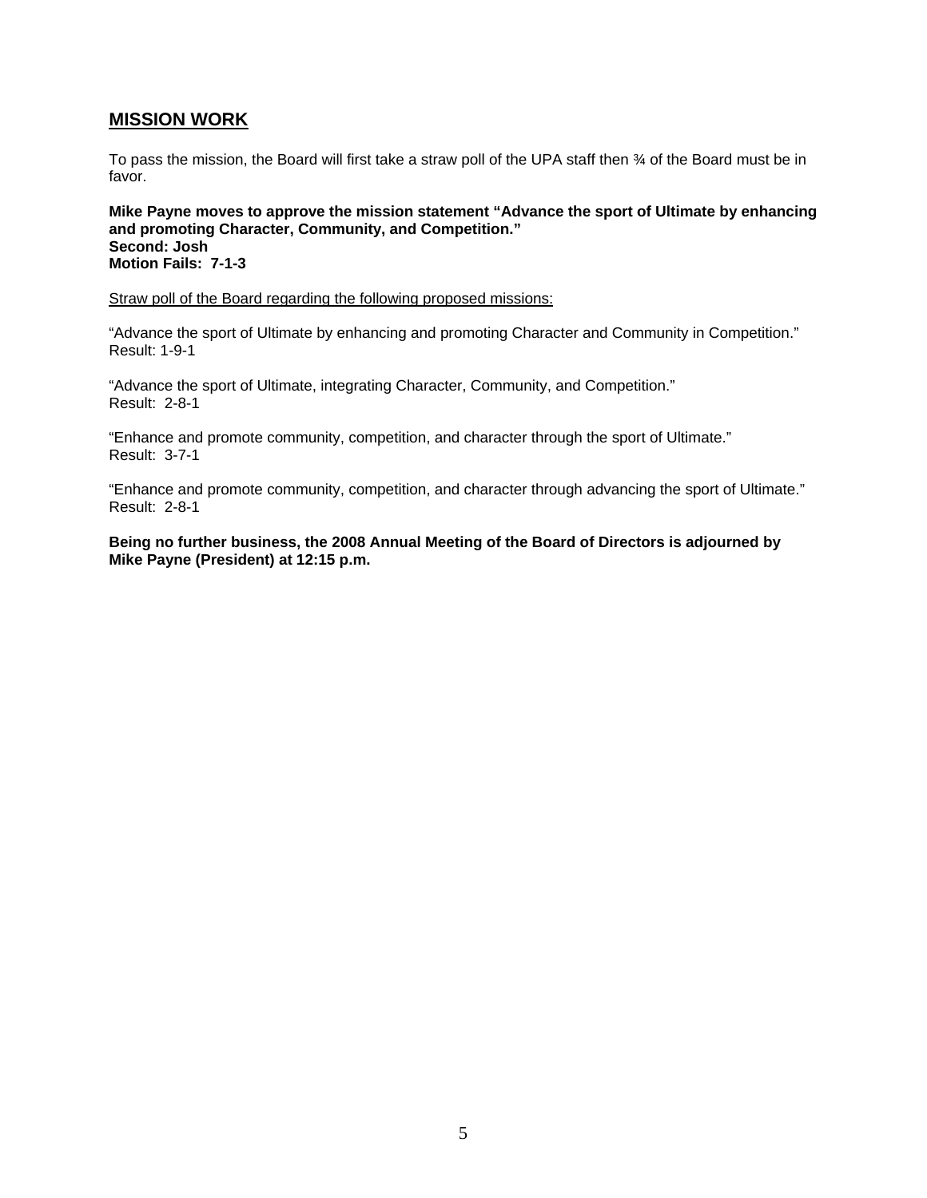## MISSION WORK

To pass the mission, the Board will first take a straw poll of the UPA staff then ¾ of the Board must be in favor.

**Mike Payne moves to approve the mission statement "Advance the sport of Ultimate by enhancing and promoting Character, Community, and Competition."**
**Second: Josh**
**Motion Fails: 7-1-3**

<u>Straw poll of the Board regarding the following proposed missions:</u>

"Advance the sport of Ultimate by enhancing and promoting Character and Community in Competition."
Result: 1-9-1

"Advance the sport of Ultimate, integrating Character, Community, and Competition."
Result: 2-8-1

"Enhance and promote community, competition, and character through the sport of Ultimate."
Result: 3-7-1

"Enhance and promote community, competition, and character through advancing the sport of Ultimate."
Result: 2-8-1

**Being no further business, the 2008 Annual Meeting of the Board of Directors is adjourned by Mike Payne (President) at 12:15 p.m.**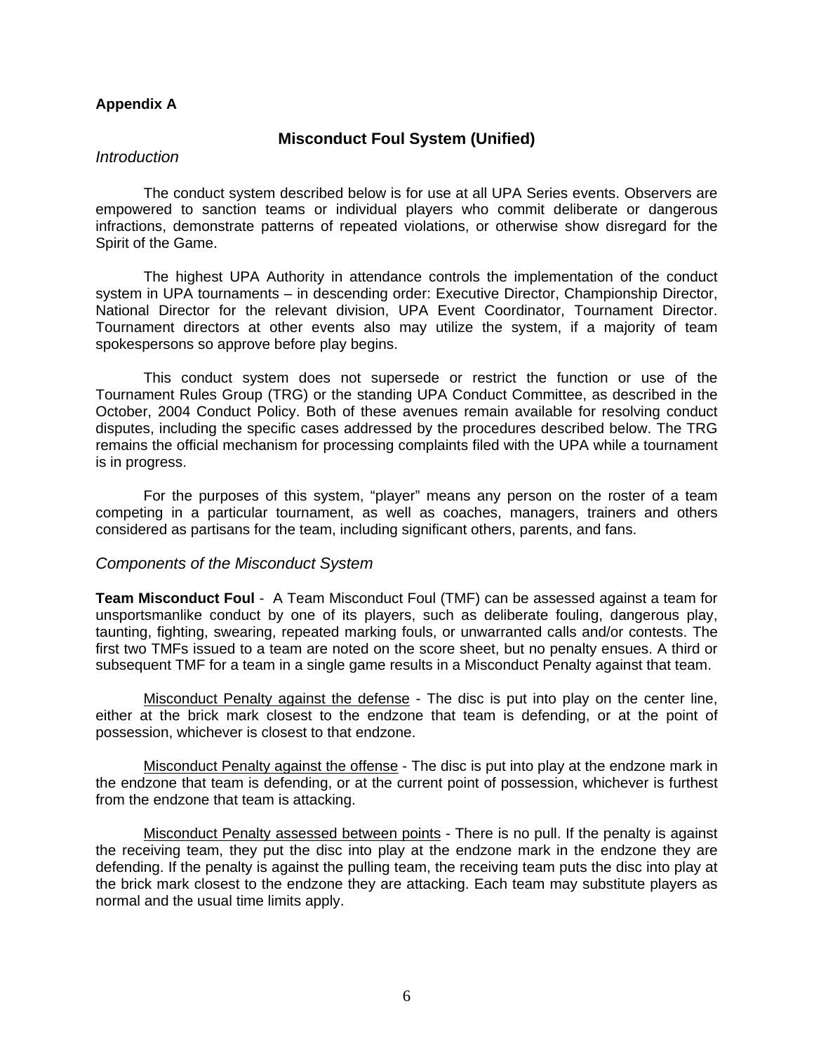**Appendix A**

## Misconduct Foul System (Unified)

*Introduction*

The conduct system described below is for use at all UPA Series events. Observers are empowered to sanction teams or individual players who commit deliberate or dangerous infractions, demonstrate patterns of repeated violations, or otherwise show disregard for the Spirit of the Game.

The highest UPA Authority in attendance controls the implementation of the conduct system in UPA tournaments – in descending order: Executive Director, Championship Director, National Director for the relevant division, UPA Event Coordinator, Tournament Director. Tournament directors at other events also may utilize the system, if a majority of team spokespersons so approve before play begins.

This conduct system does not supersede or restrict the function or use of the Tournament Rules Group (TRG) or the standing UPA Conduct Committee, as described in the October, 2004 Conduct Policy. Both of these avenues remain available for resolving conduct disputes, including the specific cases addressed by the procedures described below. The TRG remains the official mechanism for processing complaints filed with the UPA while a tournament is in progress.

For the purposes of this system, "player" means any person on the roster of a team competing in a particular tournament, as well as coaches, managers, trainers and others considered as partisans for the team, including significant others, parents, and fans.

*Components of the Misconduct System*

**Team Misconduct Foul** - A Team Misconduct Foul (TMF) can be assessed against a team for unsportsmanlike conduct by one of its players, such as deliberate fouling, dangerous play, taunting, fighting, swearing, repeated marking fouls, or unwarranted calls and/or contests. The first two TMFs issued to a team are noted on the score sheet, but no penalty ensues. A third or subsequent TMF for a team in a single game results in a Misconduct Penalty against that team.

<u>Misconduct Penalty against the defense</u> - The disc is put into play on the center line, either at the brick mark closest to the endzone that team is defending, or at the point of possession, whichever is closest to that endzone.

<u>Misconduct Penalty against the offense</u> - The disc is put into play at the endzone mark in the endzone that team is defending, or at the current point of possession, whichever is furthest from the endzone that team is attacking.

<u>Misconduct Penalty assessed between points</u> - There is no pull. If the penalty is against the receiving team, they put the disc into play at the endzone mark in the endzone they are defending. If the penalty is against the pulling team, the receiving team puts the disc into play at the brick mark closest to the endzone they are attacking. Each team may substitute players as normal and the usual time limits apply.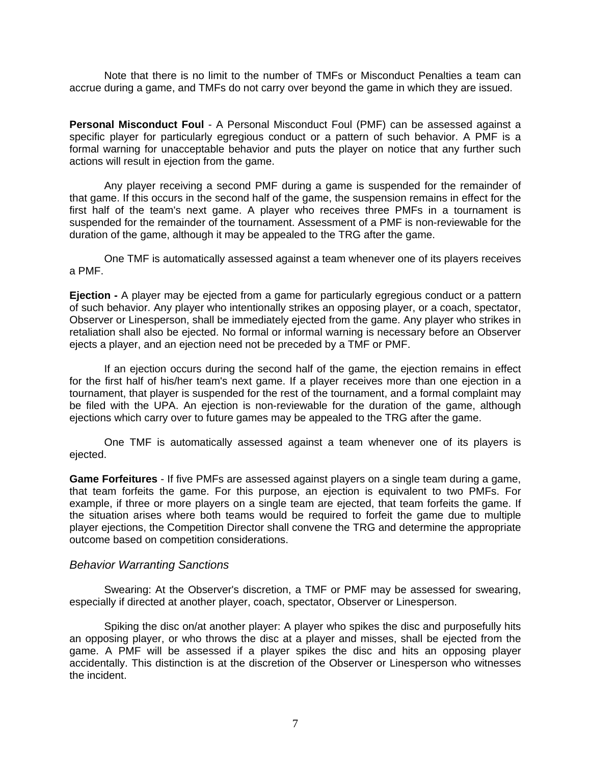Note that there is no limit to the number of TMFs or Misconduct Penalties a team can accrue during a game, and TMFs do not carry over beyond the game in which they are issued.

**Personal Misconduct Foul** - A Personal Misconduct Foul (PMF) can be assessed against a specific player for particularly egregious conduct or a pattern of such behavior. A PMF is a formal warning for unacceptable behavior and puts the player on notice that any further such actions will result in ejection from the game.

Any player receiving a second PMF during a game is suspended for the remainder of that game. If this occurs in the second half of the game, the suspension remains in effect for the first half of the team's next game. A player who receives three PMFs in a tournament is suspended for the remainder of the tournament. Assessment of a PMF is non-reviewable for the duration of the game, although it may be appealed to the TRG after the game.

One TMF is automatically assessed against a team whenever one of its players receives a PMF.

**Ejection -** A player may be ejected from a game for particularly egregious conduct or a pattern of such behavior. Any player who intentionally strikes an opposing player, or a coach, spectator, Observer or Linesperson, shall be immediately ejected from the game. Any player who strikes in retaliation shall also be ejected. No formal or informal warning is necessary before an Observer ejects a player, and an ejection need not be preceded by a TMF or PMF.

If an ejection occurs during the second half of the game, the ejection remains in effect for the first half of his/her team's next game. If a player receives more than one ejection in a tournament, that player is suspended for the rest of the tournament, and a formal complaint may be filed with the UPA. An ejection is non-reviewable for the duration of the game, although ejections which carry over to future games may be appealed to the TRG after the game.

One TMF is automatically assessed against a team whenever one of its players is ejected.

**Game Forfeitures** - If five PMFs are assessed against players on a single team during a game, that team forfeits the game. For this purpose, an ejection is equivalent to two PMFs. For example, if three or more players on a single team are ejected, that team forfeits the game. If the situation arises where both teams would be required to forfeit the game due to multiple player ejections, the Competition Director shall convene the TRG and determine the appropriate outcome based on competition considerations.

### *Behavior Warranting Sanctions*

Swearing: At the Observer's discretion, a TMF or PMF may be assessed for swearing, especially if directed at another player, coach, spectator, Observer or Linesperson.

Spiking the disc on/at another player: A player who spikes the disc and purposefully hits an opposing player, or who throws the disc at a player and misses, shall be ejected from the game. A PMF will be assessed if a player spikes the disc and hits an opposing player accidentally. This distinction is at the discretion of the Observer or Linesperson who witnesses the incident.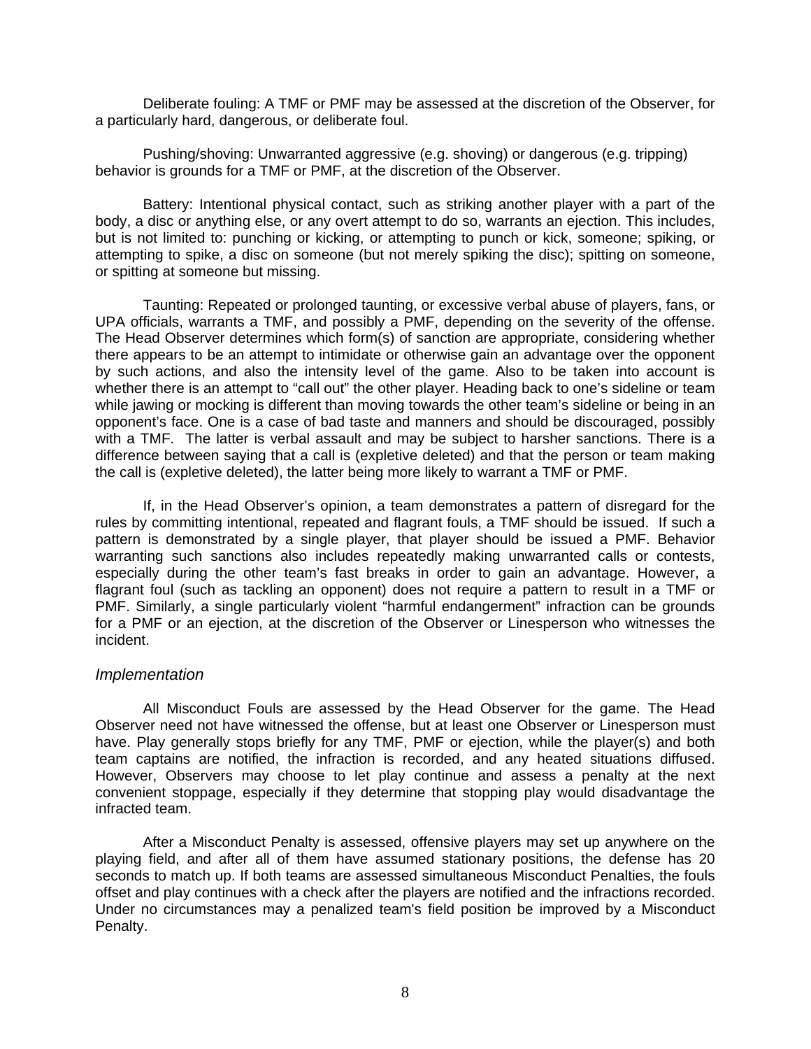Deliberate fouling: A TMF or PMF may be assessed at the discretion of the Observer, for a particularly hard, dangerous, or deliberate foul.

Pushing/shoving: Unwarranted aggressive (e.g. shoving) or dangerous (e.g. tripping) behavior is grounds for a TMF or PMF, at the discretion of the Observer.

Battery: Intentional physical contact, such as striking another player with a part of the body, a disc or anything else, or any overt attempt to do so, warrants an ejection. This includes, but is not limited to: punching or kicking, or attempting to punch or kick, someone; spiking, or attempting to spike, a disc on someone (but not merely spiking the disc); spitting on someone, or spitting at someone but missing.

Taunting: Repeated or prolonged taunting, or excessive verbal abuse of players, fans, or UPA officials, warrants a TMF, and possibly a PMF, depending on the severity of the offense. The Head Observer determines which form(s) of sanction are appropriate, considering whether there appears to be an attempt to intimidate or otherwise gain an advantage over the opponent by such actions, and also the intensity level of the game. Also to be taken into account is whether there is an attempt to "call out" the other player. Heading back to one's sideline or team while jawing or mocking is different than moving towards the other team's sideline or being in an opponent's face. One is a case of bad taste and manners and should be discouraged, possibly with a TMF. The latter is verbal assault and may be subject to harsher sanctions. There is a difference between saying that a call is (expletive deleted) and that the person or team making the call is (expletive deleted), the latter being more likely to warrant a TMF or PMF.

If, in the Head Observer's opinion, a team demonstrates a pattern of disregard for the rules by committing intentional, repeated and flagrant fouls, a TMF should be issued. If such a pattern is demonstrated by a single player, that player should be issued a PMF. Behavior warranting such sanctions also includes repeatedly making unwarranted calls or contests, especially during the other team's fast breaks in order to gain an advantage. However, a flagrant foul (such as tackling an opponent) does not require a pattern to result in a TMF or PMF. Similarly, a single particularly violent "harmful endangerment" infraction can be grounds for a PMF or an ejection, at the discretion of the Observer or Linesperson who witnesses the incident.

### *Implementation*

All Misconduct Fouls are assessed by the Head Observer for the game. The Head Observer need not have witnessed the offense, but at least one Observer or Linesperson must have. Play generally stops briefly for any TMF, PMF or ejection, while the player(s) and both team captains are notified, the infraction is recorded, and any heated situations diffused. However, Observers may choose to let play continue and assess a penalty at the next convenient stoppage, especially if they determine that stopping play would disadvantage the infracted team.

After a Misconduct Penalty is assessed, offensive players may set up anywhere on the playing field, and after all of them have assumed stationary positions, the defense has 20 seconds to match up. If both teams are assessed simultaneous Misconduct Penalties, the fouls offset and play continues with a check after the players are notified and the infractions recorded. Under no circumstances may a penalized team's field position be improved by a Misconduct Penalty.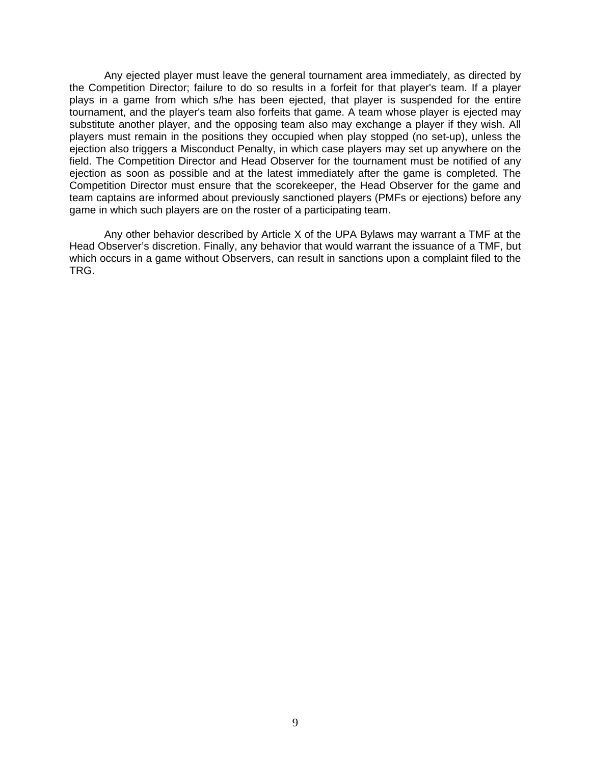Any ejected player must leave the general tournament area immediately, as directed by the Competition Director; failure to do so results in a forfeit for that player's team. If a player plays in a game from which s/he has been ejected, that player is suspended for the entire tournament, and the player's team also forfeits that game. A team whose player is ejected may substitute another player, and the opposing team also may exchange a player if they wish. All players must remain in the positions they occupied when play stopped (no set-up), unless the ejection also triggers a Misconduct Penalty, in which case players may set up anywhere on the field. The Competition Director and Head Observer for the tournament must be notified of any ejection as soon as possible and at the latest immediately after the game is completed. The Competition Director must ensure that the scorekeeper, the Head Observer for the game and team captains are informed about previously sanctioned players (PMFs or ejections) before any game in which such players are on the roster of a participating team.

Any other behavior described by Article X of the UPA Bylaws may warrant a TMF at the Head Observer's discretion. Finally, any behavior that would warrant the issuance of a TMF, but which occurs in a game without Observers, can result in sanctions upon a complaint filed to the TRG.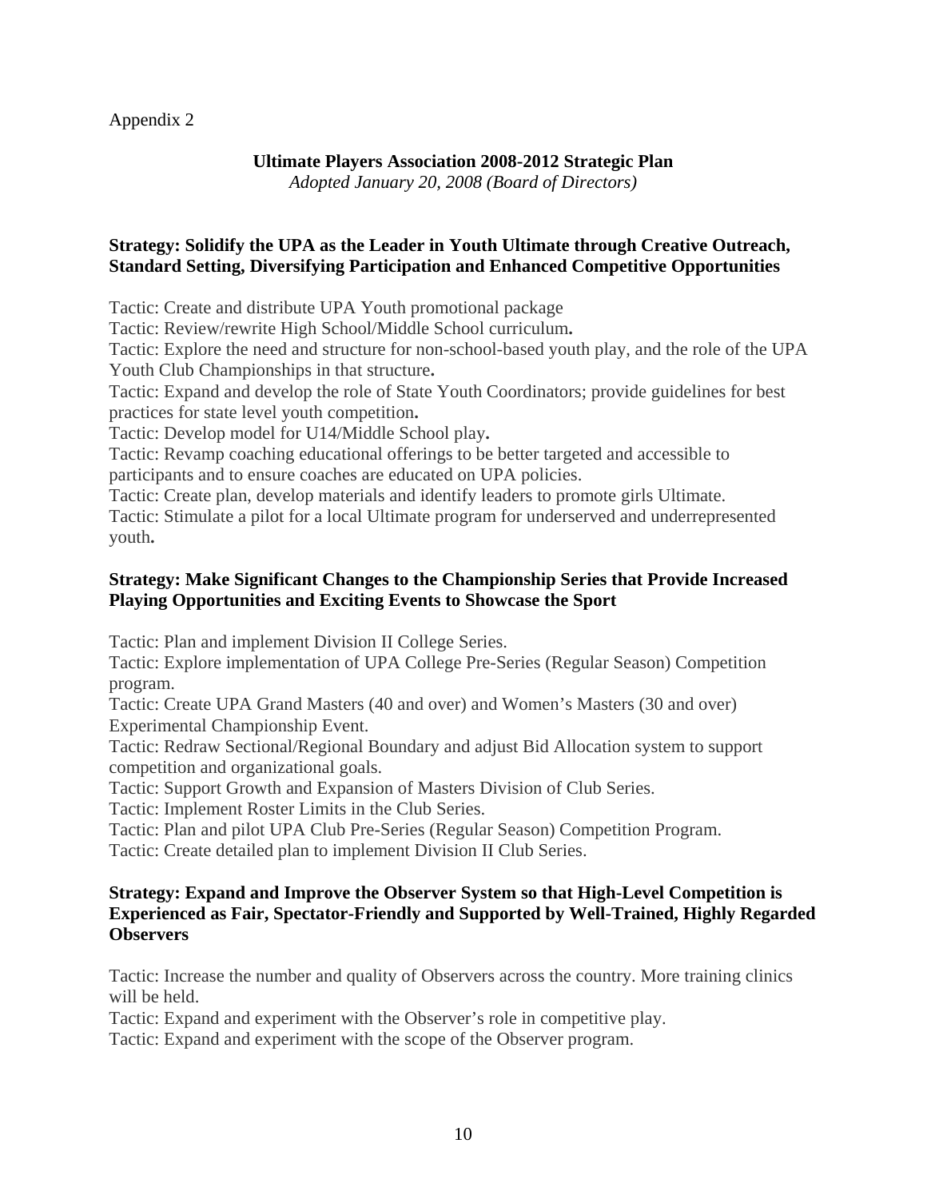Appendix 2

## Ultimate Players Association 2008-2012 Strategic Plan

*Adopted January 20, 2008 (Board of Directors)*

### Strategy: Solidify the UPA as the Leader in Youth Ultimate through Creative Outreach, Standard Setting, Diversifying Participation and Enhanced Competitive Opportunities

Tactic: Create and distribute UPA Youth promotional package
Tactic: Review/rewrite High School/Middle School curriculum.
Tactic: Explore the need and structure for non-school-based youth play, and the role of the UPA Youth Club Championships in that structure.
Tactic: Expand and develop the role of State Youth Coordinators; provide guidelines for best practices for state level youth competition.
Tactic: Develop model for U14/Middle School play.
Tactic: Revamp coaching educational offerings to be better targeted and accessible to participants and to ensure coaches are educated on UPA policies.
Tactic: Create plan, develop materials and identify leaders to promote girls Ultimate.
Tactic: Stimulate a pilot for a local Ultimate program for underserved and underrepresented youth.

### Strategy: Make Significant Changes to the Championship Series that Provide Increased Playing Opportunities and Exciting Events to Showcase the Sport

Tactic: Plan and implement Division II College Series.
Tactic: Explore implementation of UPA College Pre-Series (Regular Season) Competition program.
Tactic: Create UPA Grand Masters (40 and over) and Women's Masters (30 and over) Experimental Championship Event.
Tactic: Redraw Sectional/Regional Boundary and adjust Bid Allocation system to support competition and organizational goals.
Tactic: Support Growth and Expansion of Masters Division of Club Series.
Tactic: Implement Roster Limits in the Club Series.
Tactic: Plan and pilot UPA Club Pre-Series (Regular Season) Competition Program.
Tactic: Create detailed plan to implement Division II Club Series.

### Strategy: Expand and Improve the Observer System so that High-Level Competition is Experienced as Fair, Spectator-Friendly and Supported by Well-Trained, Highly Regarded Observers

Tactic: Increase the number and quality of Observers across the country. More training clinics will be held.
Tactic: Expand and experiment with the Observer's role in competitive play.
Tactic: Expand and experiment with the scope of the Observer program.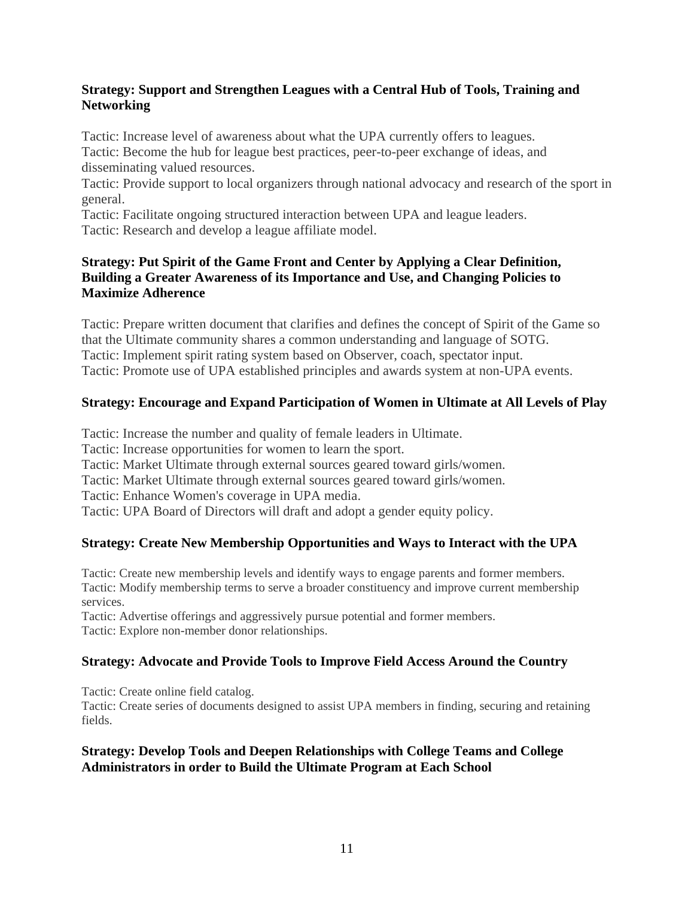**Strategy: Support and Strengthen Leagues with a Central Hub of Tools, Training and Networking**

Tactic: Increase level of awareness about what the UPA currently offers to leagues.
Tactic: Become the hub for league best practices, peer-to-peer exchange of ideas, and disseminating valued resources.
Tactic: Provide support to local organizers through national advocacy and research of the sport in general.
Tactic: Facilitate ongoing structured interaction between UPA and league leaders.
Tactic: Research and develop a league affiliate model.

**Strategy: Put Spirit of the Game Front and Center by Applying a Clear Definition, Building a Greater Awareness of its Importance and Use, and Changing Policies to Maximize Adherence**

Tactic: Prepare written document that clarifies and defines the concept of Spirit of the Game so that the Ultimate community shares a common understanding and language of SOTG.
Tactic: Implement spirit rating system based on Observer, coach, spectator input.
Tactic: Promote use of UPA established principles and awards system at non-UPA events.

**Strategy: Encourage and Expand Participation of Women in Ultimate at All Levels of Play**

Tactic: Increase the number and quality of female leaders in Ultimate.
Tactic: Increase opportunities for women to learn the sport.
Tactic: Market Ultimate through external sources geared toward girls/women.
Tactic: Market Ultimate through external sources geared toward girls/women.
Tactic: Enhance Women's coverage in UPA media.
Tactic: UPA Board of Directors will draft and adopt a gender equity policy.

**Strategy: Create New Membership Opportunities and Ways to Interact with the UPA**

Tactic: Create new membership levels and identify ways to engage parents and former members.
Tactic: Modify membership terms to serve a broader constituency and improve current membership services.
Tactic: Advertise offerings and aggressively pursue potential and former members.
Tactic: Explore non-member donor relationships.

**Strategy: Advocate and Provide Tools to Improve Field Access Around the Country**

Tactic: Create online field catalog.
Tactic: Create series of documents designed to assist UPA members in finding, securing and retaining fields.

**Strategy: Develop Tools and Deepen Relationships with College Teams and College Administrators in order to Build the Ultimate Program at Each School**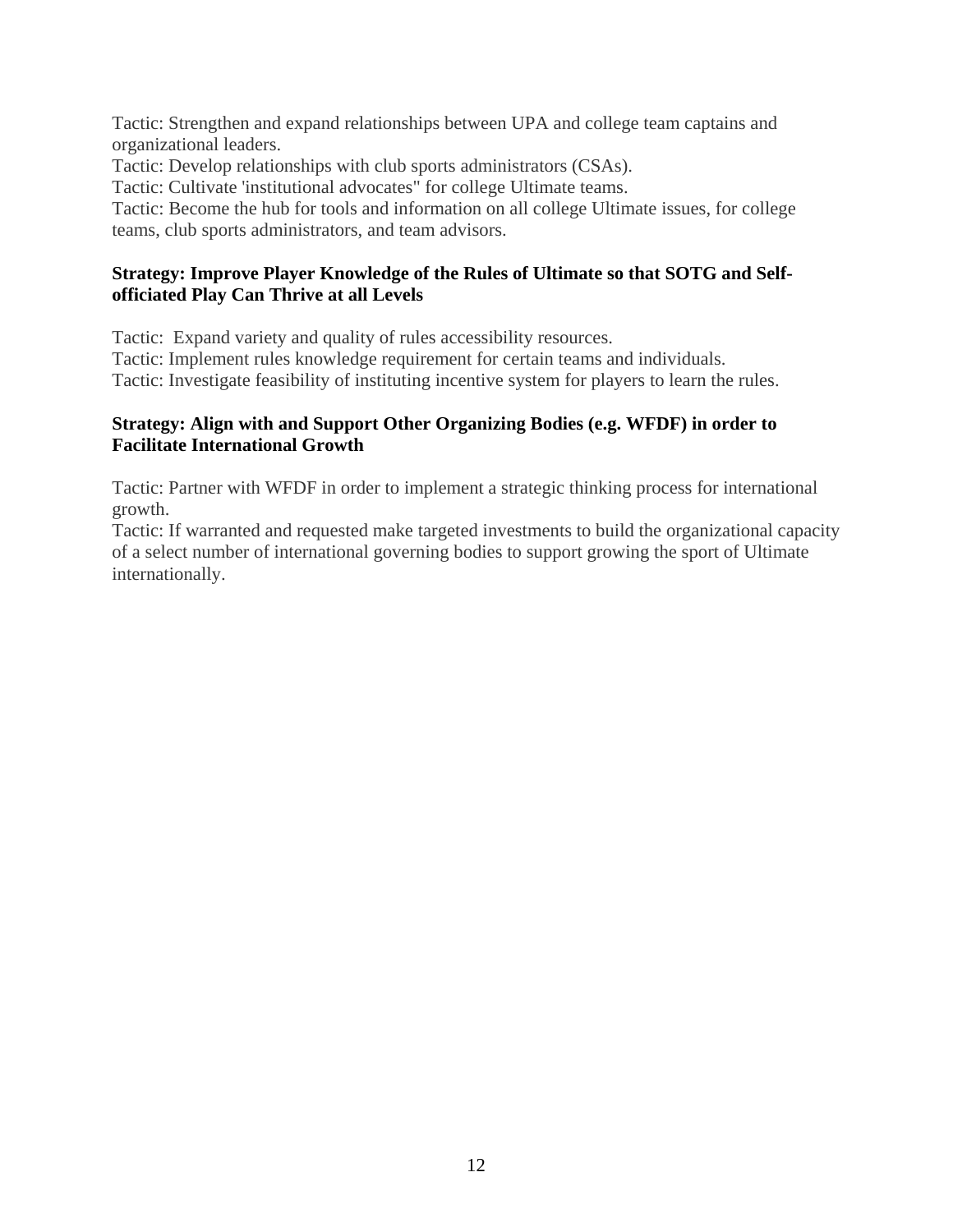Tactic: Strengthen and expand relationships between UPA and college team captains and organizational leaders.
Tactic: Develop relationships with club sports administrators (CSAs).
Tactic: Cultivate 'institutional advocates" for college Ultimate teams.
Tactic: Become the hub for tools and information on all college Ultimate issues, for college teams, club sports administrators, and team advisors.

**Strategy: Improve Player Knowledge of the Rules of Ultimate so that SOTG and Self-officiated Play Can Thrive at all Levels**

Tactic: Expand variety and quality of rules accessibility resources.
Tactic: Implement rules knowledge requirement for certain teams and individuals.
Tactic: Investigate feasibility of instituting incentive system for players to learn the rules.

**Strategy: Align with and Support Other Organizing Bodies (e.g. WFDF) in order to Facilitate International Growth**

Tactic: Partner with WFDF in order to implement a strategic thinking process for international growth.
Tactic: If warranted and requested make targeted investments to build the organizational capacity of a select number of international governing bodies to support growing the sport of Ultimate internationally.